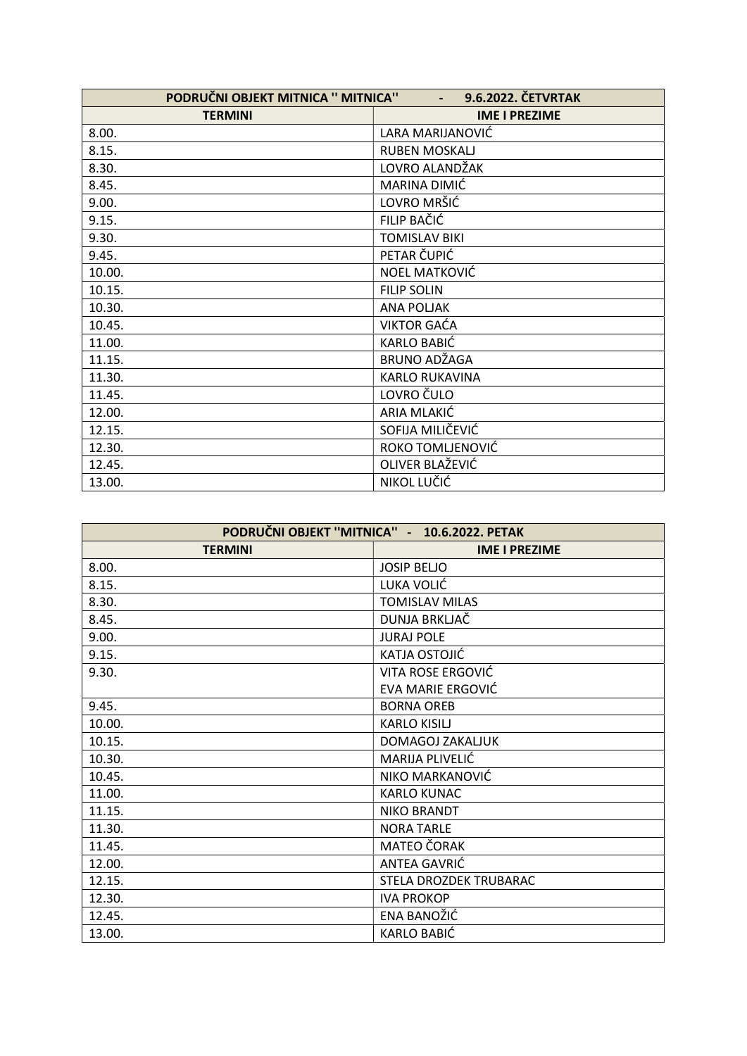| PODRUČNI OBJEKT MITNICA '' MITNICA'' - 9.6.2022. ČETVRTAK | |
|---|---|
| **TERMINI** | **IME I PREZIME** |
| 8.00. | LARA MARIJANOVIĆ |
| 8.15. | RUBEN MOSKALJ |
| 8.30. | LOVRO ALANDŽAK |
| 8.45. | MARINA DIMIĆ |
| 9.00. | LOVRO MRŠIĆ |
| 9.15. | FILIP BAČIĆ |
| 9.30. | TOMISLAV BIKI |
| 9.45. | PETAR ČUPIĆ |
| 10.00. | NOEL MATKOVIĆ |
| 10.15. | FILIP SOLIN |
| 10.30. | ANA POLJAK |
| 10.45. | VIKTOR GAĆA |
| 11.00. | KARLO BABIĆ |
| 11.15. | BRUNO ADŽAGA |
| 11.30. | KARLO RUKAVINA |
| 11.45. | LOVRO ČULO |
| 12.00. | ARIA MLAKIĆ |
| 12.15. | SOFIJA MILIČEVIĆ |
| 12.30. | ROKO TOMLJENOVIĆ |
| 12.45. | OLIVER BLAŽEVIĆ |
| 13.00. | NIKOL LUČIĆ |

| PODRUČNI OBJEKT ''MITNICA'' - 10.6.2022. PETAK | |
|---|---|
| **TERMINI** | **IME I PREZIME** |
| 8.00. | JOSIP BELJO |
| 8.15. | LUKA VOLIĆ |
| 8.30. | TOMISLAV MILAS |
| 8.45. | DUNJA BRKLJAČ |
| 9.00. | JURAJ POLE |
| 9.15. | KATJA OSTOJIĆ |
| 9.30. | VITA ROSE ERGOVIĆ<br>EVA MARIE ERGOVIĆ |
| 9.45. | BORNA OREB |
| 10.00. | KARLO KISILJ |
| 10.15. | DOMAGOJ ZAKALJUK |
| 10.30. | MARIJA PLIVELIĆ |
| 10.45. | NIKO MARKANOVIĆ |
| 11.00. | KARLO KUNAC |
| 11.15. | NIKO BRANDT |
| 11.30. | NORA TARLE |
| 11.45. | MATEO ČORAK |
| 12.00. | ANTEA GAVRIĆ |
| 12.15. | STELA DROZDEK TRUBARAC |
| 12.30. | IVA PROKOP |
| 12.45. | ENA BANOŽIĆ |
| 13.00. | KARLO BABIĆ |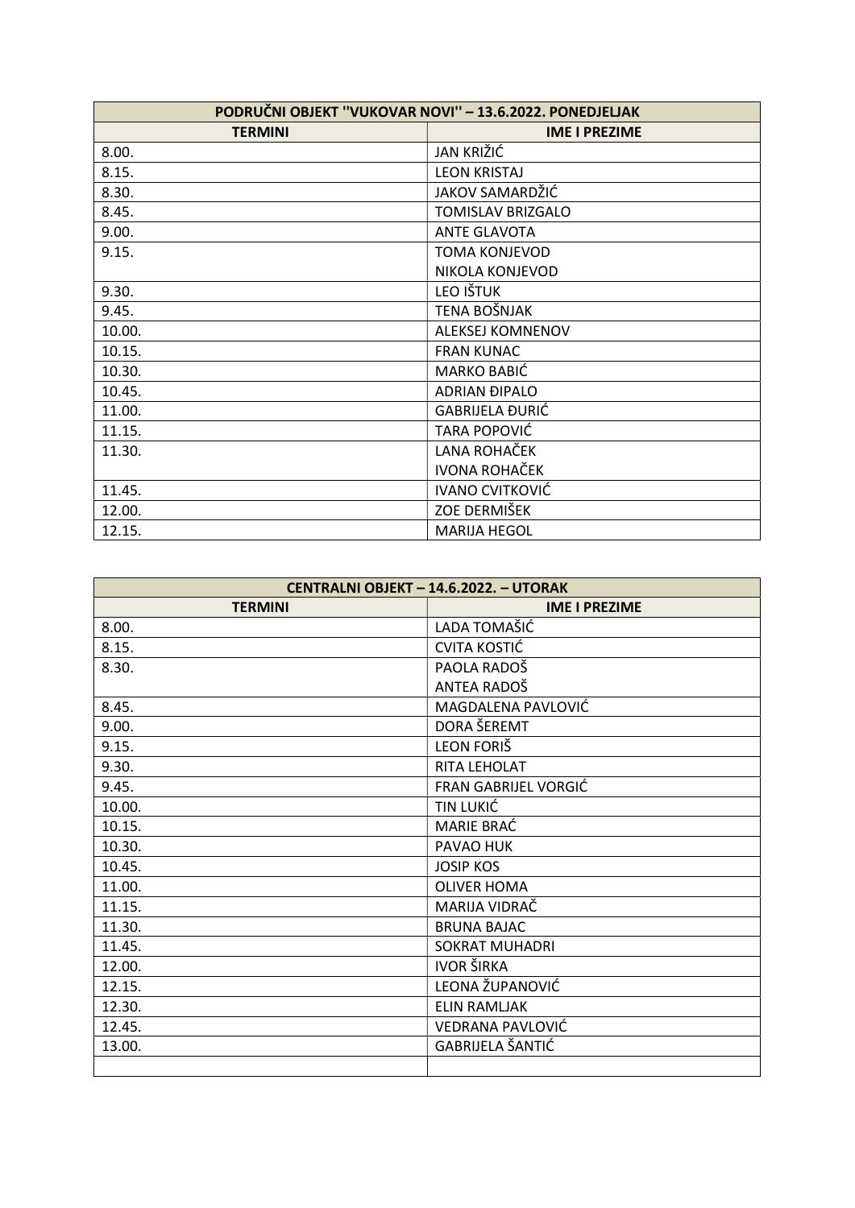| PODRUČNI OBJEKT ''VUKOVAR NOVI'' – 13.6.2022. PONEDJELJAK | |
|---|---|
| **TERMINI** | **IME I PREZIME** |
| 8.00. | JAN KRIŽIĆ |
| 8.15. | LEON KRISTAJ |
| 8.30. | JAKOV SAMARDŽIĆ |
| 8.45. | TOMISLAV BRIZGALO |
| 9.00. | ANTE GLAVOTA |
| 9.15. | TOMA KONJEVOD<br>NIKOLA KONJEVOD |
| 9.30. | LEO IŠTUK |
| 9.45. | TENA BOŠNJAK |
| 10.00. | ALEKSEJ KOMNENOV |
| 10.15. | FRAN KUNAC |
| 10.30. | MARKO BABIĆ |
| 10.45. | ADRIAN ĐIPALO |
| 11.00. | GABRIJELA ĐURIĆ |
| 11.15. | TARA POPOVIĆ |
| 11.30. | LANA ROHAČEK<br>IVONA ROHAČEK |
| 11.45. | IVANO CVITKOVIĆ |
| 12.00. | ZOE DERMIŠEK |
| 12.15. | MARIJA HEGOL |

| CENTRALNI OBJEKT – 14.6.2022. – UTORAK | |
|---|---|
| **TERMINI** | **IME I PREZIME** |
| 8.00. | LADA TOMAŠIĆ |
| 8.15. | CVITA KOSTIĆ |
| 8.30. | PAOLA RADOŠ<br>ANTEA RADOŠ |
| 8.45. | MAGDALENA PAVLOVIĆ |
| 9.00. | DORA ŠEREMT |
| 9.15. | LEON FORIŠ |
| 9.30. | RITA LEHOLAT |
| 9.45. | FRAN GABRIJEL VORGIĆ |
| 10.00. | TIN LUKIĆ |
| 10.15. | MARIE BRAĆ |
| 10.30. | PAVAO HUK |
| 10.45. | JOSIP KOS |
| 11.00. | OLIVER HOMA |
| 11.15. | MARIJA VIDRAČ |
| 11.30. | BRUNA BAJAC |
| 11.45. | SOKRAT MUHADRI |
| 12.00. | IVOR ŠIRKA |
| 12.15. | LEONA ŽUPANOVIĆ |
| 12.30. | ELIN RAMLJAK |
| 12.45. | VEDRANA PAVLOVIĆ |
| 13.00. | GABRIJELA ŠANTIĆ |
| | |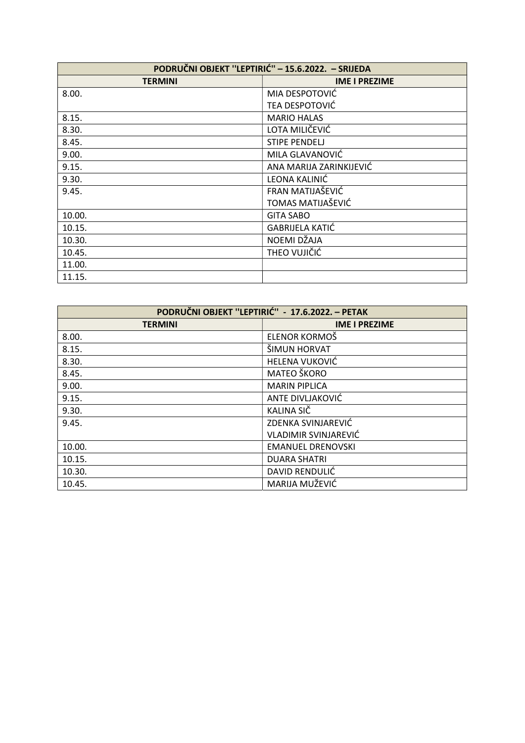| PODRUČNI OBJEKT ''LEPTIRIĆ'' – 15.6.2022. – SRIJEDA | |
|---|---|
| **TERMINI** | **IME I PREZIME** |
| 8.00. | MIA DESPOTOVIĆ<br>TEA DESPOTOVIĆ |
| 8.15. | MARIO HALAS |
| 8.30. | LOTA MILIČEVIĆ |
| 8.45. | STIPE PENDELJ |
| 9.00. | MILA GLAVANOVIĆ |
| 9.15. | ANA MARIJA ZARINKIJEVIĆ |
| 9.30. | LEONA KALINIĆ |
| 9.45. | FRAN MATIJAŠEVIĆ<br>TOMAS MATIJAŠEVIĆ |
| 10.00. | GITA SABO |
| 10.15. | GABRIJELA KATIĆ |
| 10.30. | NOEMI DŽAJA |
| 10.45. | THEO VUJIČIĆ |
| 11.00. | |
| 11.15. | |

| PODRUČNI OBJEKT ''LEPTIRIĆ'' - 17.6.2022. – PETAK | |
|---|---|
| **TERMINI** | **IME I PREZIME** |
| 8.00. | ELENOR KORMOŠ |
| 8.15. | ŠIMUN HORVAT |
| 8.30. | HELENA VUKOVIĆ |
| 8.45. | MATEO ŠKORO |
| 9.00. | MARIN PIPLICA |
| 9.15. | ANTE DIVLJAKOVIĆ |
| 9.30. | KALINA SIČ |
| 9.45. | ZDENKA SVINJAREVIĆ<br>VLADIMIR SVINJAREVIĆ |
| 10.00. | EMANUEL DRENOVSKI |
| 10.15. | DUARA SHATRI |
| 10.30. | DAVID RENDULIĆ |
| 10.45. | MARIJA MUŽEVIĆ |